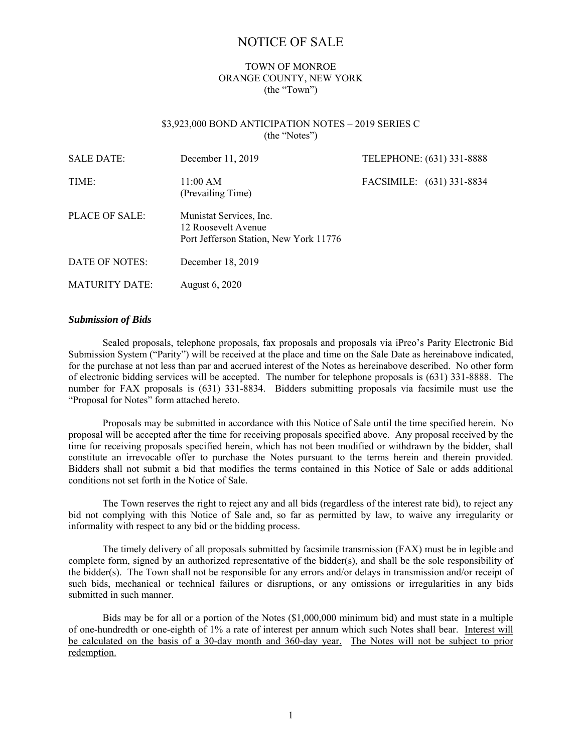# NOTICE OF SALE

TOWN OF MONROE
ORANGE COUNTY, NEW YORK
(the "Town")

$3,923,000 BOND ANTICIPATION NOTES – 2019 SERIES C
(the "Notes")

| | | |
|---|---|---|
| SALE DATE: | December 11, 2019 | TELEPHONE: (631) 331-8888 |
| TIME: | 11:00 AM (Prevailing Time) | FACSIMILE: (631) 331-8834 |
| PLACE OF SALE: | Munistat Services, Inc. 12 Roosevelt Avenue Port Jefferson Station, New York 11776 | |
| DATE OF NOTES: | December 18, 2019 | |
| MATURITY DATE: | August 6, 2020 | |

***Submission of Bids***

Sealed proposals, telephone proposals, fax proposals and proposals via iPreo's Parity Electronic Bid Submission System ("Parity") will be received at the place and time on the Sale Date as hereinabove indicated, for the purchase at not less than par and accrued interest of the Notes as hereinabove described. No other form of electronic bidding services will be accepted. The number for telephone proposals is (631) 331-8888. The number for FAX proposals is (631) 331-8834. Bidders submitting proposals via facsimile must use the "Proposal for Notes" form attached hereto.

Proposals may be submitted in accordance with this Notice of Sale until the time specified herein. No proposal will be accepted after the time for receiving proposals specified above. Any proposal received by the time for receiving proposals specified herein, which has not been modified or withdrawn by the bidder, shall constitute an irrevocable offer to purchase the Notes pursuant to the terms herein and therein provided. Bidders shall not submit a bid that modifies the terms contained in this Notice of Sale or adds additional conditions not set forth in the Notice of Sale.

The Town reserves the right to reject any and all bids (regardless of the interest rate bid), to reject any bid not complying with this Notice of Sale and, so far as permitted by law, to waive any irregularity or informality with respect to any bid or the bidding process.

The timely delivery of all proposals submitted by facsimile transmission (FAX) must be in legible and complete form, signed by an authorized representative of the bidder(s), and shall be the sole responsibility of the bidder(s). The Town shall not be responsible for any errors and/or delays in transmission and/or receipt of such bids, mechanical or technical failures or disruptions, or any omissions or irregularities in any bids submitted in such manner.

Bids may be for all or a portion of the Notes ($1,000,000 minimum bid) and must state in a multiple of one-hundredth or one-eighth of 1% a rate of interest per annum which such Notes shall bear. Interest will be calculated on the basis of a 30-day month and 360-day year. The Notes will not be subject to prior redemption.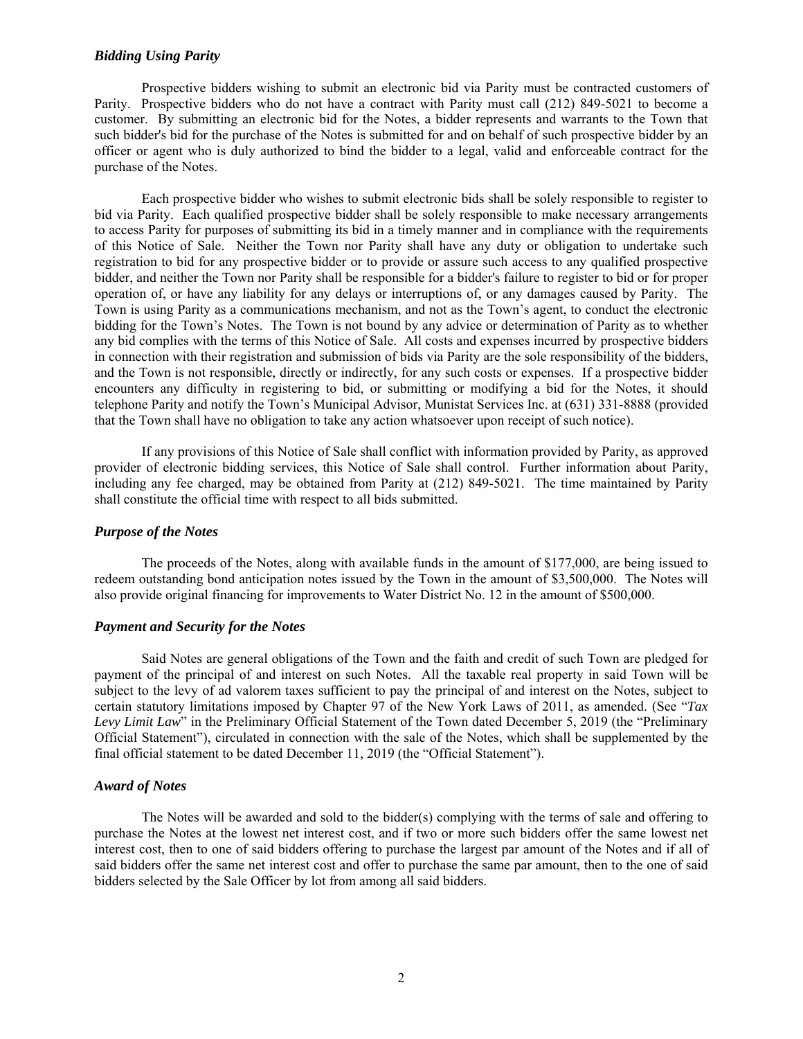### *Bidding Using Parity*

Prospective bidders wishing to submit an electronic bid via Parity must be contracted customers of Parity. Prospective bidders who do not have a contract with Parity must call (212) 849-5021 to become a customer. By submitting an electronic bid for the Notes, a bidder represents and warrants to the Town that such bidder's bid for the purchase of the Notes is submitted for and on behalf of such prospective bidder by an officer or agent who is duly authorized to bind the bidder to a legal, valid and enforceable contract for the purchase of the Notes.

Each prospective bidder who wishes to submit electronic bids shall be solely responsible to register to bid via Parity. Each qualified prospective bidder shall be solely responsible to make necessary arrangements to access Parity for purposes of submitting its bid in a timely manner and in compliance with the requirements of this Notice of Sale. Neither the Town nor Parity shall have any duty or obligation to undertake such registration to bid for any prospective bidder or to provide or assure such access to any qualified prospective bidder, and neither the Town nor Parity shall be responsible for a bidder's failure to register to bid or for proper operation of, or have any liability for any delays or interruptions of, or any damages caused by Parity. The Town is using Parity as a communications mechanism, and not as the Town's agent, to conduct the electronic bidding for the Town's Notes. The Town is not bound by any advice or determination of Parity as to whether any bid complies with the terms of this Notice of Sale. All costs and expenses incurred by prospective bidders in connection with their registration and submission of bids via Parity are the sole responsibility of the bidders, and the Town is not responsible, directly or indirectly, for any such costs or expenses. If a prospective bidder encounters any difficulty in registering to bid, or submitting or modifying a bid for the Notes, it should telephone Parity and notify the Town's Municipal Advisor, Munistat Services Inc. at (631) 331-8888 (provided that the Town shall have no obligation to take any action whatsoever upon receipt of such notice).

If any provisions of this Notice of Sale shall conflict with information provided by Parity, as approved provider of electronic bidding services, this Notice of Sale shall control. Further information about Parity, including any fee charged, may be obtained from Parity at (212) 849-5021. The time maintained by Parity shall constitute the official time with respect to all bids submitted.

### *Purpose of the Notes*

The proceeds of the Notes, along with available funds in the amount of $177,000, are being issued to redeem outstanding bond anticipation notes issued by the Town in the amount of $3,500,000. The Notes will also provide original financing for improvements to Water District No. 12 in the amount of $500,000.

### *Payment and Security for the Notes*

Said Notes are general obligations of the Town and the faith and credit of such Town are pledged for payment of the principal of and interest on such Notes. All the taxable real property in said Town will be subject to the levy of ad valorem taxes sufficient to pay the principal of and interest on the Notes, subject to certain statutory limitations imposed by Chapter 97 of the New York Laws of 2011, as amended. (See "*Tax Levy Limit Law*" in the Preliminary Official Statement of the Town dated December 5, 2019 (the "Preliminary Official Statement"), circulated in connection with the sale of the Notes, which shall be supplemented by the final official statement to be dated December 11, 2019 (the "Official Statement").

### *Award of Notes*

The Notes will be awarded and sold to the bidder(s) complying with the terms of sale and offering to purchase the Notes at the lowest net interest cost, and if two or more such bidders offer the same lowest net interest cost, then to one of said bidders offering to purchase the largest par amount of the Notes and if all of said bidders offer the same net interest cost and offer to purchase the same par amount, then to the one of said bidders selected by the Sale Officer by lot from among all said bidders.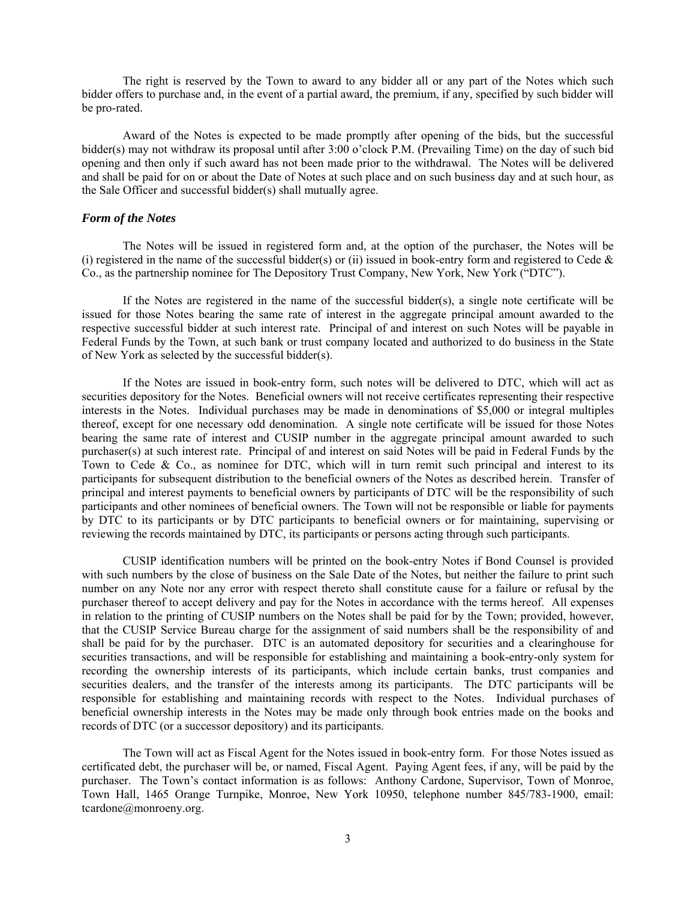The right is reserved by the Town to award to any bidder all or any part of the Notes which such bidder offers to purchase and, in the event of a partial award, the premium, if any, specified by such bidder will be pro-rated.

Award of the Notes is expected to be made promptly after opening of the bids, but the successful bidder(s) may not withdraw its proposal until after 3:00 o'clock P.M. (Prevailing Time) on the day of such bid opening and then only if such award has not been made prior to the withdrawal. The Notes will be delivered and shall be paid for on or about the Date of Notes at such place and on such business day and at such hour, as the Sale Officer and successful bidder(s) shall mutually agree.

### *Form of the Notes*

The Notes will be issued in registered form and, at the option of the purchaser, the Notes will be (i) registered in the name of the successful bidder(s) or (ii) issued in book-entry form and registered to Cede & Co., as the partnership nominee for The Depository Trust Company, New York, New York ("DTC").

If the Notes are registered in the name of the successful bidder(s), a single note certificate will be issued for those Notes bearing the same rate of interest in the aggregate principal amount awarded to the respective successful bidder at such interest rate. Principal of and interest on such Notes will be payable in Federal Funds by the Town, at such bank or trust company located and authorized to do business in the State of New York as selected by the successful bidder(s).

If the Notes are issued in book-entry form, such notes will be delivered to DTC, which will act as securities depository for the Notes. Beneficial owners will not receive certificates representing their respective interests in the Notes. Individual purchases may be made in denominations of $5,000 or integral multiples thereof, except for one necessary odd denomination. A single note certificate will be issued for those Notes bearing the same rate of interest and CUSIP number in the aggregate principal amount awarded to such purchaser(s) at such interest rate. Principal of and interest on said Notes will be paid in Federal Funds by the Town to Cede & Co., as nominee for DTC, which will in turn remit such principal and interest to its participants for subsequent distribution to the beneficial owners of the Notes as described herein. Transfer of principal and interest payments to beneficial owners by participants of DTC will be the responsibility of such participants and other nominees of beneficial owners. The Town will not be responsible or liable for payments by DTC to its participants or by DTC participants to beneficial owners or for maintaining, supervising or reviewing the records maintained by DTC, its participants or persons acting through such participants.

CUSIP identification numbers will be printed on the book-entry Notes if Bond Counsel is provided with such numbers by the close of business on the Sale Date of the Notes, but neither the failure to print such number on any Note nor any error with respect thereto shall constitute cause for a failure or refusal by the purchaser thereof to accept delivery and pay for the Notes in accordance with the terms hereof. All expenses in relation to the printing of CUSIP numbers on the Notes shall be paid for by the Town; provided, however, that the CUSIP Service Bureau charge for the assignment of said numbers shall be the responsibility of and shall be paid for by the purchaser. DTC is an automated depository for securities and a clearinghouse for securities transactions, and will be responsible for establishing and maintaining a book-entry-only system for recording the ownership interests of its participants, which include certain banks, trust companies and securities dealers, and the transfer of the interests among its participants. The DTC participants will be responsible for establishing and maintaining records with respect to the Notes. Individual purchases of beneficial ownership interests in the Notes may be made only through book entries made on the books and records of DTC (or a successor depository) and its participants.

The Town will act as Fiscal Agent for the Notes issued in book-entry form. For those Notes issued as certificated debt, the purchaser will be, or named, Fiscal Agent. Paying Agent fees, if any, will be paid by the purchaser. The Town's contact information is as follows: Anthony Cardone, Supervisor, Town of Monroe, Town Hall, 1465 Orange Turnpike, Monroe, New York 10950, telephone number 845/783-1900, email: tcardone@monroeny.org.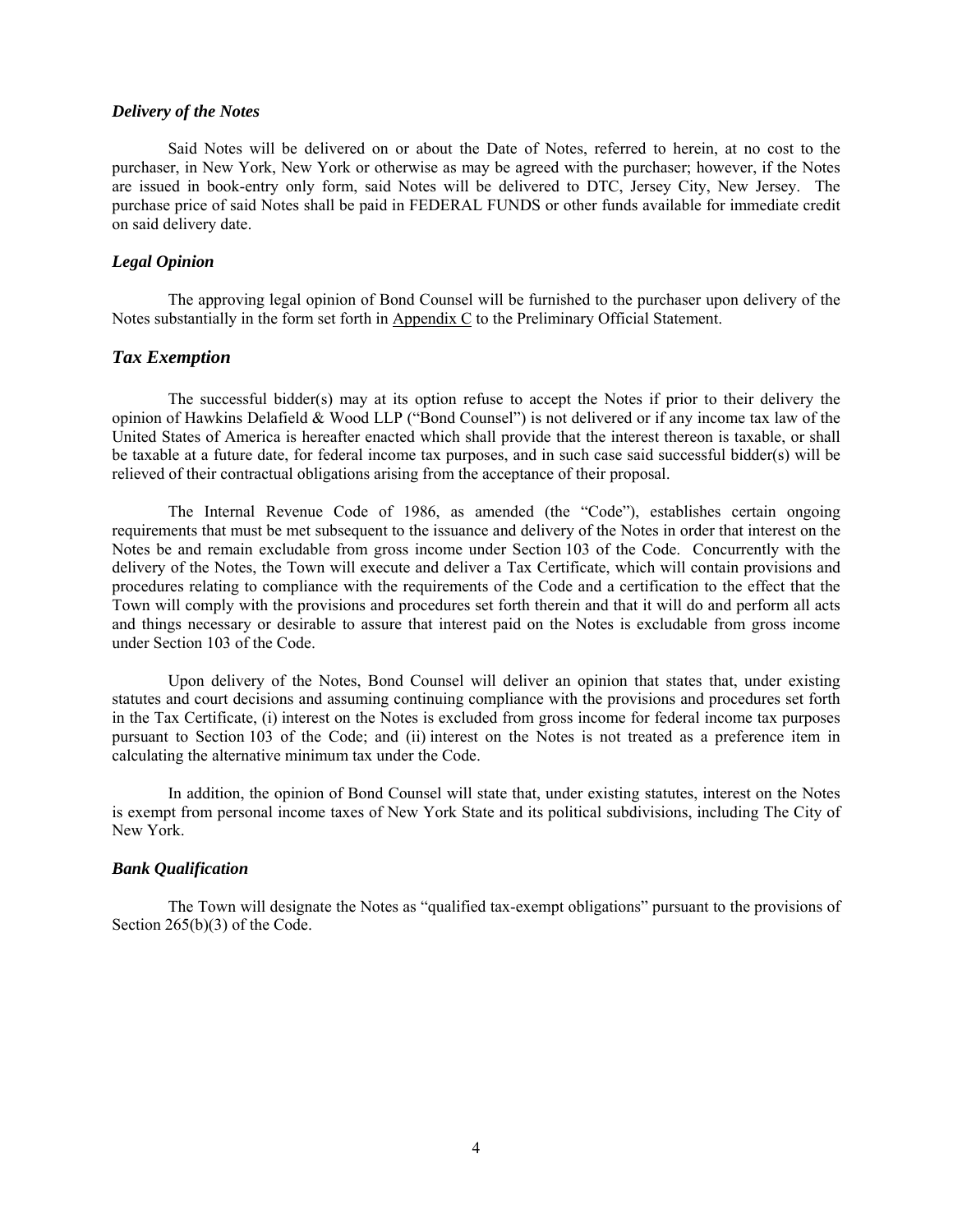### *Delivery of the Notes*

Said Notes will be delivered on or about the Date of Notes, referred to herein, at no cost to the purchaser, in New York, New York or otherwise as may be agreed with the purchaser; however, if the Notes are issued in book-entry only form, said Notes will be delivered to DTC, Jersey City, New Jersey. The purchase price of said Notes shall be paid in FEDERAL FUNDS or other funds available for immediate credit on said delivery date.

### *Legal Opinion*

The approving legal opinion of Bond Counsel will be furnished to the purchaser upon delivery of the Notes substantially in the form set forth in Appendix C to the Preliminary Official Statement.

## *Tax Exemption*

The successful bidder(s) may at its option refuse to accept the Notes if prior to their delivery the opinion of Hawkins Delafield & Wood LLP ("Bond Counsel") is not delivered or if any income tax law of the United States of America is hereafter enacted which shall provide that the interest thereon is taxable, or shall be taxable at a future date, for federal income tax purposes, and in such case said successful bidder(s) will be relieved of their contractual obligations arising from the acceptance of their proposal.

The Internal Revenue Code of 1986, as amended (the "Code"), establishes certain ongoing requirements that must be met subsequent to the issuance and delivery of the Notes in order that interest on the Notes be and remain excludable from gross income under Section 103 of the Code. Concurrently with the delivery of the Notes, the Town will execute and deliver a Tax Certificate, which will contain provisions and procedures relating to compliance with the requirements of the Code and a certification to the effect that the Town will comply with the provisions and procedures set forth therein and that it will do and perform all acts and things necessary or desirable to assure that interest paid on the Notes is excludable from gross income under Section 103 of the Code.

Upon delivery of the Notes, Bond Counsel will deliver an opinion that states that, under existing statutes and court decisions and assuming continuing compliance with the provisions and procedures set forth in the Tax Certificate, (i) interest on the Notes is excluded from gross income for federal income tax purposes pursuant to Section 103 of the Code; and (ii) interest on the Notes is not treated as a preference item in calculating the alternative minimum tax under the Code.

In addition, the opinion of Bond Counsel will state that, under existing statutes, interest on the Notes is exempt from personal income taxes of New York State and its political subdivisions, including The City of New York.

### *Bank Qualification*

The Town will designate the Notes as "qualified tax-exempt obligations" pursuant to the provisions of Section 265(b)(3) of the Code.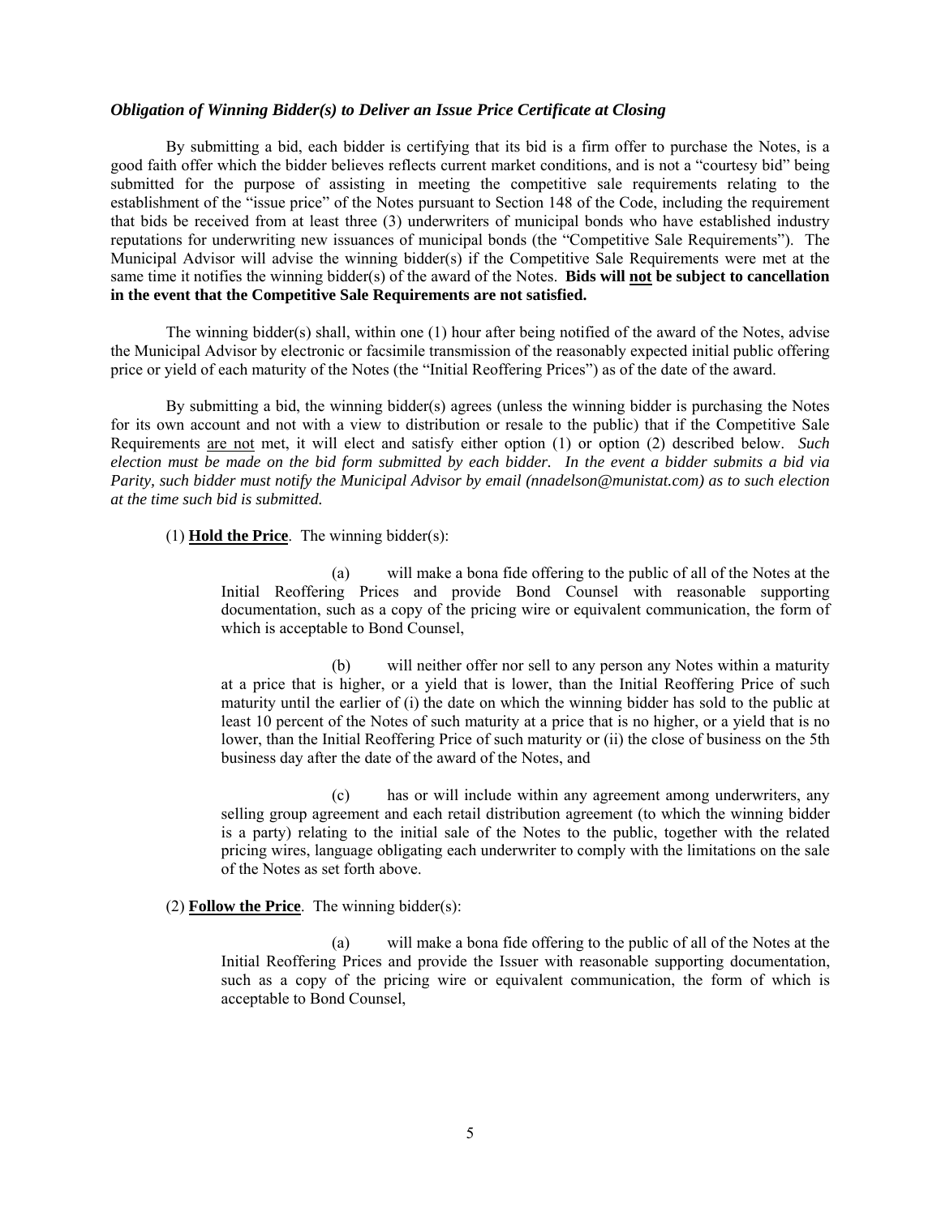***Obligation of Winning Bidder(s) to Deliver an Issue Price Certificate at Closing***

By submitting a bid, each bidder is certifying that its bid is a firm offer to purchase the Notes, is a good faith offer which the bidder believes reflects current market conditions, and is not a "courtesy bid" being submitted for the purpose of assisting in meeting the competitive sale requirements relating to the establishment of the "issue price" of the Notes pursuant to Section 148 of the Code, including the requirement that bids be received from at least three (3) underwriters of municipal bonds who have established industry reputations for underwriting new issuances of municipal bonds (the "Competitive Sale Requirements"). The Municipal Advisor will advise the winning bidder(s) if the Competitive Sale Requirements were met at the same time it notifies the winning bidder(s) of the award of the Notes. **Bids will not be subject to cancellation in the event that the Competitive Sale Requirements are not satisfied.**

The winning bidder(s) shall, within one (1) hour after being notified of the award of the Notes, advise the Municipal Advisor by electronic or facsimile transmission of the reasonably expected initial public offering price or yield of each maturity of the Notes (the "Initial Reoffering Prices") as of the date of the award.

By submitting a bid, the winning bidder(s) agrees (unless the winning bidder is purchasing the Notes for its own account and not with a view to distribution or resale to the public) that if the Competitive Sale Requirements are not met, it will elect and satisfy either option (1) or option (2) described below. *Such election must be made on the bid form submitted by each bidder. In the event a bidder submits a bid via Parity, such bidder must notify the Municipal Advisor by email (nnadelson@munistat.com) as to such election at the time such bid is submitted.*

(1) **Hold the Price**. The winning bidder(s):

(a) will make a bona fide offering to the public of all of the Notes at the Initial Reoffering Prices and provide Bond Counsel with reasonable supporting documentation, such as a copy of the pricing wire or equivalent communication, the form of which is acceptable to Bond Counsel,

(b) will neither offer nor sell to any person any Notes within a maturity at a price that is higher, or a yield that is lower, than the Initial Reoffering Price of such maturity until the earlier of (i) the date on which the winning bidder has sold to the public at least 10 percent of the Notes of such maturity at a price that is no higher, or a yield that is no lower, than the Initial Reoffering Price of such maturity or (ii) the close of business on the 5th business day after the date of the award of the Notes, and

(c) has or will include within any agreement among underwriters, any selling group agreement and each retail distribution agreement (to which the winning bidder is a party) relating to the initial sale of the Notes to the public, together with the related pricing wires, language obligating each underwriter to comply with the limitations on the sale of the Notes as set forth above.

(2) **Follow the Price**. The winning bidder(s):

(a) will make a bona fide offering to the public of all of the Notes at the Initial Reoffering Prices and provide the Issuer with reasonable supporting documentation, such as a copy of the pricing wire or equivalent communication, the form of which is acceptable to Bond Counsel,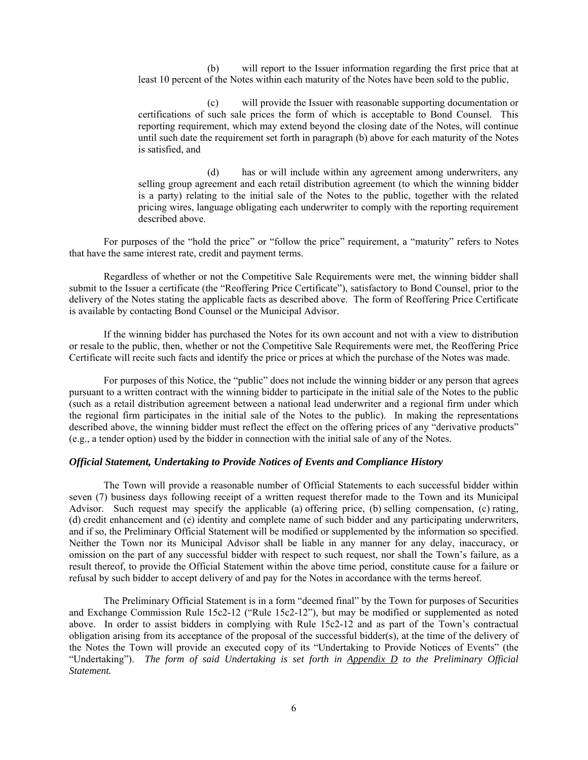(b) will report to the Issuer information regarding the first price that at least 10 percent of the Notes within each maturity of the Notes have been sold to the public,

(c) will provide the Issuer with reasonable supporting documentation or certifications of such sale prices the form of which is acceptable to Bond Counsel. This reporting requirement, which may extend beyond the closing date of the Notes, will continue until such date the requirement set forth in paragraph (b) above for each maturity of the Notes is satisfied, and

(d) has or will include within any agreement among underwriters, any selling group agreement and each retail distribution agreement (to which the winning bidder is a party) relating to the initial sale of the Notes to the public, together with the related pricing wires, language obligating each underwriter to comply with the reporting requirement described above.

For purposes of the "hold the price" or "follow the price" requirement, a "maturity" refers to Notes that have the same interest rate, credit and payment terms.

Regardless of whether or not the Competitive Sale Requirements were met, the winning bidder shall submit to the Issuer a certificate (the "Reoffering Price Certificate"), satisfactory to Bond Counsel, prior to the delivery of the Notes stating the applicable facts as described above. The form of Reoffering Price Certificate is available by contacting Bond Counsel or the Municipal Advisor.

If the winning bidder has purchased the Notes for its own account and not with a view to distribution or resale to the public, then, whether or not the Competitive Sale Requirements were met, the Reoffering Price Certificate will recite such facts and identify the price or prices at which the purchase of the Notes was made.

For purposes of this Notice, the "public" does not include the winning bidder or any person that agrees pursuant to a written contract with the winning bidder to participate in the initial sale of the Notes to the public (such as a retail distribution agreement between a national lead underwriter and a regional firm under which the regional firm participates in the initial sale of the Notes to the public). In making the representations described above, the winning bidder must reflect the effect on the offering prices of any "derivative products" (e.g., a tender option) used by the bidder in connection with the initial sale of any of the Notes.

***Official Statement, Undertaking to Provide Notices of Events and Compliance History***

The Town will provide a reasonable number of Official Statements to each successful bidder within seven (7) business days following receipt of a written request therefor made to the Town and its Municipal Advisor. Such request may specify the applicable (a) offering price, (b) selling compensation, (c) rating, (d) credit enhancement and (e) identity and complete name of such bidder and any participating underwriters, and if so, the Preliminary Official Statement will be modified or supplemented by the information so specified. Neither the Town nor its Municipal Advisor shall be liable in any manner for any delay, inaccuracy, or omission on the part of any successful bidder with respect to such request, nor shall the Town's failure, as a result thereof, to provide the Official Statement within the above time period, constitute cause for a failure or refusal by such bidder to accept delivery of and pay for the Notes in accordance with the terms hereof.

The Preliminary Official Statement is in a form "deemed final" by the Town for purposes of Securities and Exchange Commission Rule 15c2-12 ("Rule 15c2-12"), but may be modified or supplemented as noted above. In order to assist bidders in complying with Rule 15c2-12 and as part of the Town's contractual obligation arising from its acceptance of the proposal of the successful bidder(s), at the time of the delivery of the Notes the Town will provide an executed copy of its "Undertaking to Provide Notices of Events" (the "Undertaking"). *The form of said Undertaking is set forth in Appendix D to the Preliminary Official Statement.*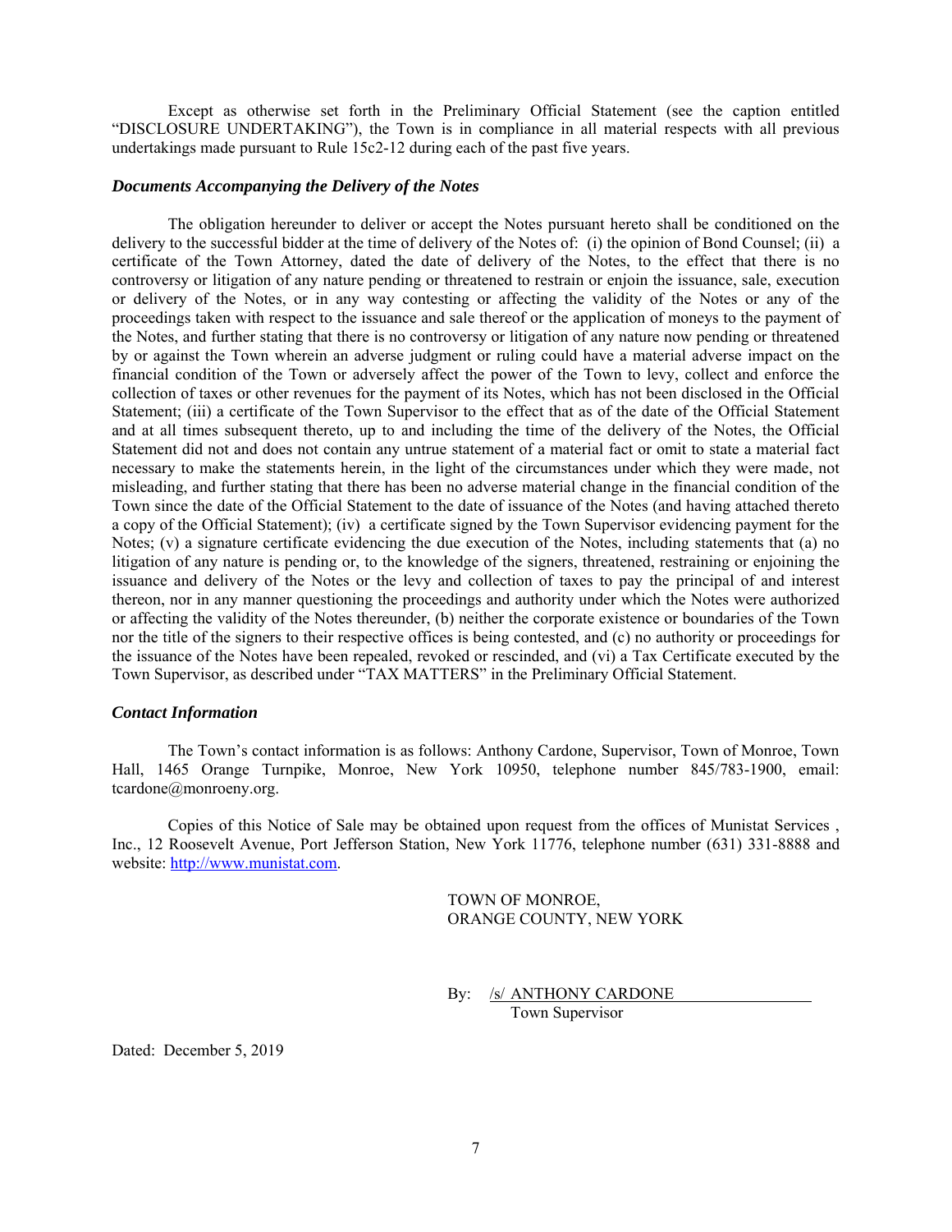Except as otherwise set forth in the Preliminary Official Statement (see the caption entitled "DISCLOSURE UNDERTAKING"), the Town is in compliance in all material respects with all previous undertakings made pursuant to Rule 15c2-12 during each of the past five years.

***Documents Accompanying the Delivery of the Notes***

The obligation hereunder to deliver or accept the Notes pursuant hereto shall be conditioned on the delivery to the successful bidder at the time of delivery of the Notes of: (i) the opinion of Bond Counsel; (ii) a certificate of the Town Attorney, dated the date of delivery of the Notes, to the effect that there is no controversy or litigation of any nature pending or threatened to restrain or enjoin the issuance, sale, execution or delivery of the Notes, or in any way contesting or affecting the validity of the Notes or any of the proceedings taken with respect to the issuance and sale thereof or the application of moneys to the payment of the Notes, and further stating that there is no controversy or litigation of any nature now pending or threatened by or against the Town wherein an adverse judgment or ruling could have a material adverse impact on the financial condition of the Town or adversely affect the power of the Town to levy, collect and enforce the collection of taxes or other revenues for the payment of its Notes, which has not been disclosed in the Official Statement; (iii) a certificate of the Town Supervisor to the effect that as of the date of the Official Statement and at all times subsequent thereto, up to and including the time of the delivery of the Notes, the Official Statement did not and does not contain any untrue statement of a material fact or omit to state a material fact necessary to make the statements herein, in the light of the circumstances under which they were made, not misleading, and further stating that there has been no adverse material change in the financial condition of the Town since the date of the Official Statement to the date of issuance of the Notes (and having attached thereto a copy of the Official Statement); (iv) a certificate signed by the Town Supervisor evidencing payment for the Notes; (v) a signature certificate evidencing the due execution of the Notes, including statements that (a) no litigation of any nature is pending or, to the knowledge of the signers, threatened, restraining or enjoining the issuance and delivery of the Notes or the levy and collection of taxes to pay the principal of and interest thereon, nor in any manner questioning the proceedings and authority under which the Notes were authorized or affecting the validity of the Notes thereunder, (b) neither the corporate existence or boundaries of the Town nor the title of the signers to their respective offices is being contested, and (c) no authority or proceedings for the issuance of the Notes have been repealed, revoked or rescinded, and (vi) a Tax Certificate executed by the Town Supervisor, as described under "TAX MATTERS" in the Preliminary Official Statement.

***Contact Information***

The Town's contact information is as follows: Anthony Cardone, Supervisor, Town of Monroe, Town Hall, 1465 Orange Turnpike, Monroe, New York 10950, telephone number 845/783-1900, email: tcardone@monroeny.org.

Copies of this Notice of Sale may be obtained upon request from the offices of Munistat Services , Inc., 12 Roosevelt Avenue, Port Jefferson Station, New York 11776, telephone number (631) 331-8888 and website: http://www.munistat.com.

TOWN OF MONROE,
ORANGE COUNTY, NEW YORK

By: /s/ ANTHONY CARDONE
Town Supervisor

Dated: December 5, 2019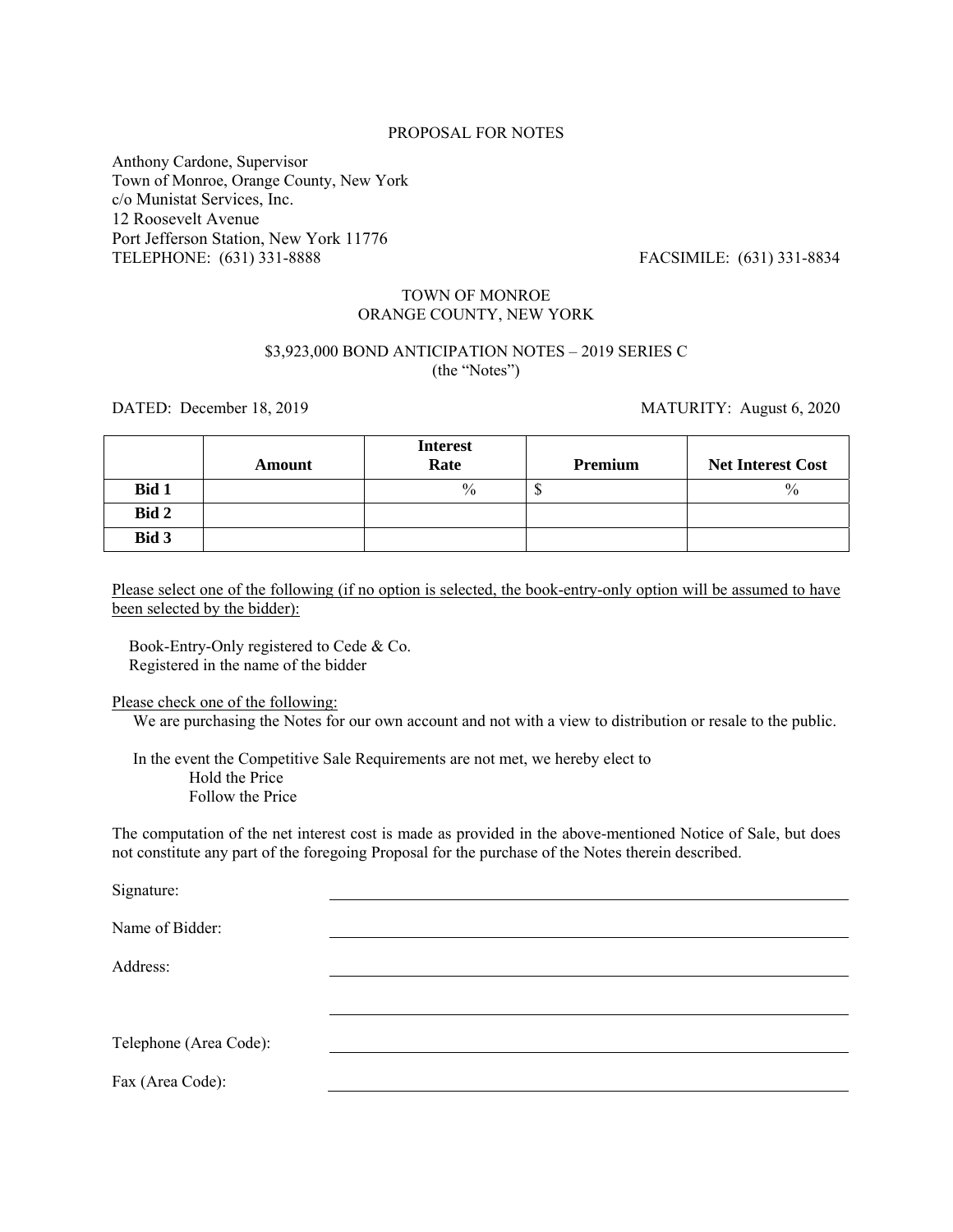PROPOSAL FOR NOTES

Anthony Cardone, Supervisor
Town of Monroe, Orange County, New York
c/o Munistat Services, Inc.
12 Roosevelt Avenue
Port Jefferson Station, New York 11776
TELEPHONE: (631) 331-8888 FACSIMILE: (631) 331-8834

TOWN OF MONROE
ORANGE COUNTY, NEW YORK

$3,923,000 BOND ANTICIPATION NOTES – 2019 SERIES C
(the "Notes")

DATED: December 18, 2019 MATURITY: August 6, 2020

| | Amount | Interest Rate | Premium | Net Interest Cost |
|---|---|---|---|---|
| **Bid 1** | | % | $ | % |
| **Bid 2** | | | | |
| **Bid 3** | | | | |

Please select one of the following (if no option is selected, the book-entry-only option will be assumed to have been selected by the bidder):

Book-Entry-Only registered to Cede & Co.
Registered in the name of the bidder

Please check one of the following:

We are purchasing the Notes for our own account and not with a view to distribution or resale to the public.

In the event the Competitive Sale Requirements are not met, we hereby elect to
Hold the Price
Follow the Price

The computation of the net interest cost is made as provided in the above-mentioned Notice of Sale, but does not constitute any part of the foregoing Proposal for the purchase of the Notes therein described.

Signature: \_\_\_\_\_\_\_\_\_\_\_\_\_\_\_\_\_\_\_\_

Name of Bidder: \_\_\_\_\_\_\_\_\_\_\_\_\_\_\_\_\_\_\_\_

Address: \_\_\_\_\_\_\_\_\_\_\_\_\_\_\_\_\_\_\_\_

\_\_\_\_\_\_\_\_\_\_\_\_\_\_\_\_\_\_\_\_

Telephone (Area Code): \_\_\_\_\_\_\_\_\_\_\_\_\_\_\_\_\_\_\_\_

Fax (Area Code): \_\_\_\_\_\_\_\_\_\_\_\_\_\_\_\_\_\_\_\_